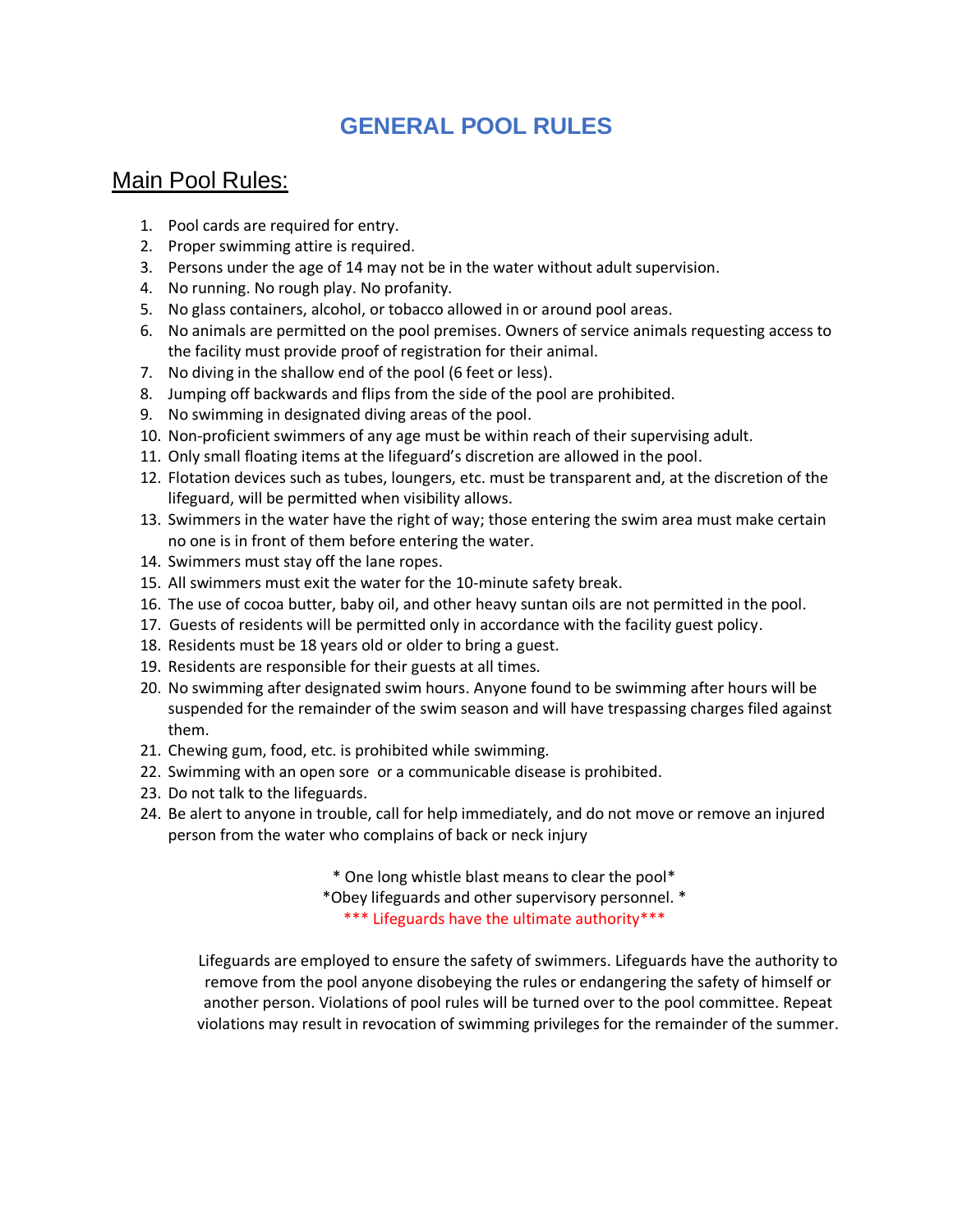# GENERAL POOL RULES

## Main Pool Rules:

1. Pool cards are required for entry.
2. Proper swimming attire is required.
3. Persons under the age of 14 may not be in the water without adult supervision.
4. No running. No rough play. No profanity.
5. No glass containers, alcohol, or tobacco allowed in or around pool areas.
6. No animals are permitted on the pool premises. Owners of service animals requesting access to the facility must provide proof of registration for their animal.
7. No diving in the shallow end of the pool (6 feet or less).
8. Jumping off backwards and flips from the side of the pool are prohibited.
9. No swimming in designated diving areas of the pool.
10. Non-proficient swimmers of any age must be within reach of their supervising adult.
11. Only small floating items at the lifeguard's discretion are allowed in the pool.
12. Flotation devices such as tubes, loungers, etc. must be transparent and, at the discretion of the lifeguard, will be permitted when visibility allows.
13. Swimmers in the water have the right of way; those entering the swim area must make certain no one is in front of them before entering the water.
14. Swimmers must stay off the lane ropes.
15. All swimmers must exit the water for the 10-minute safety break.
16. The use of cocoa butter, baby oil, and other heavy suntan oils are not permitted in the pool.
17. Guests of residents will be permitted only in accordance with the facility guest policy.
18. Residents must be 18 years old or older to bring a guest.
19. Residents are responsible for their guests at all times.
20. No swimming after designated swim hours. Anyone found to be swimming after hours will be suspended for the remainder of the swim season and will have trespassing charges filed against them.
21. Chewing gum, food, etc. is prohibited while swimming.
22. Swimming with an open sore or a communicable disease is prohibited.
23. Do not talk to the lifeguards.
24. Be alert to anyone in trouble, call for help immediately, and do not move or remove an injured person from the water who complains of back or neck injury

* One long whistle blast means to clear the pool*

*Obey lifeguards and other supervisory personnel. *

*** Lifeguards have the ultimate authority***

Lifeguards are employed to ensure the safety of swimmers. Lifeguards have the authority to remove from the pool anyone disobeying the rules or endangering the safety of himself or another person. Violations of pool rules will be turned over to the pool committee. Repeat violations may result in revocation of swimming privileges for the remainder of the summer.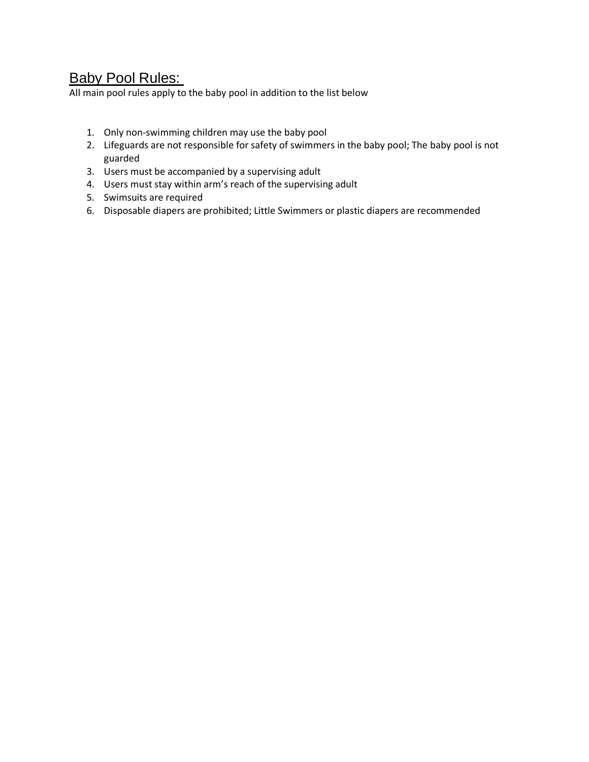## Baby Pool Rules:

All main pool rules apply to the baby pool in addition to the list below

1. Only non-swimming children may use the baby pool
2. Lifeguards are not responsible for safety of swimmers in the baby pool; The baby pool is not guarded
3. Users must be accompanied by a supervising adult
4. Users must stay within arm's reach of the supervising adult
5. Swimsuits are required
6. Disposable diapers are prohibited; Little Swimmers or plastic diapers are recommended